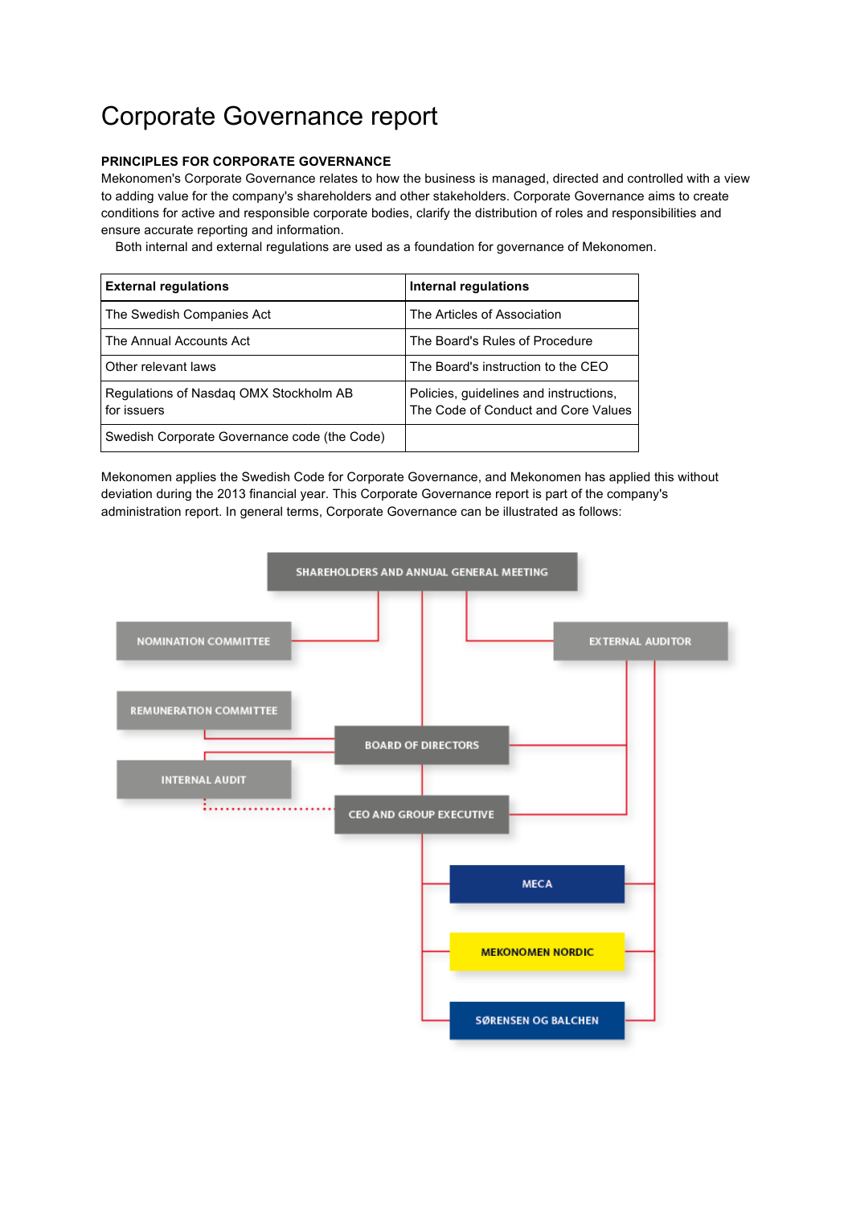# Corporate Governance report

## PRINCIPLES FOR CORPORATE GOVERNANCE

Mekonomen's Corporate Governance relates to how the business is managed, directed and controlled with a view to adding value for the company's shareholders and other stakeholders. Corporate Governance aims to create conditions for active and responsible corporate bodies, clarify the distribution of roles and responsibilities and ensure accurate reporting and information.

Both internal and external regulations are used as a foundation for governance of Mekonomen.

| External regulations | Internal regulations |
|---|---|
| The Swedish Companies Act | The Articles of Association |
| The Annual Accounts Act | The Board's Rules of Procedure |
| Other relevant laws | The Board's instruction to the CEO |
| Regulations of Nasdaq OMX Stockholm AB for issuers | Policies, guidelines and instructions, The Code of Conduct and Core Values |
| Swedish Corporate Governance code (the Code) | |

Mekonomen applies the Swedish Code for Corporate Governance, and Mekonomen has applied this without deviation during the 2013 financial year. This Corporate Governance report is part of the company's administration report. In general terms, Corporate Governance can be illustrated as follows:

SHAREHOLDERS AND ANNUAL GENERAL MEETING

NOMINATION COMMITTEE

EXTERNAL AUDITOR

REMUNERATION COMMITTEE

BOARD OF DIRECTORS

INTERNAL AUDIT

CEO AND GROUP EXECUTIVE

MECA

MEKONOMEN NORDIC

SØRENSEN OG BALCHEN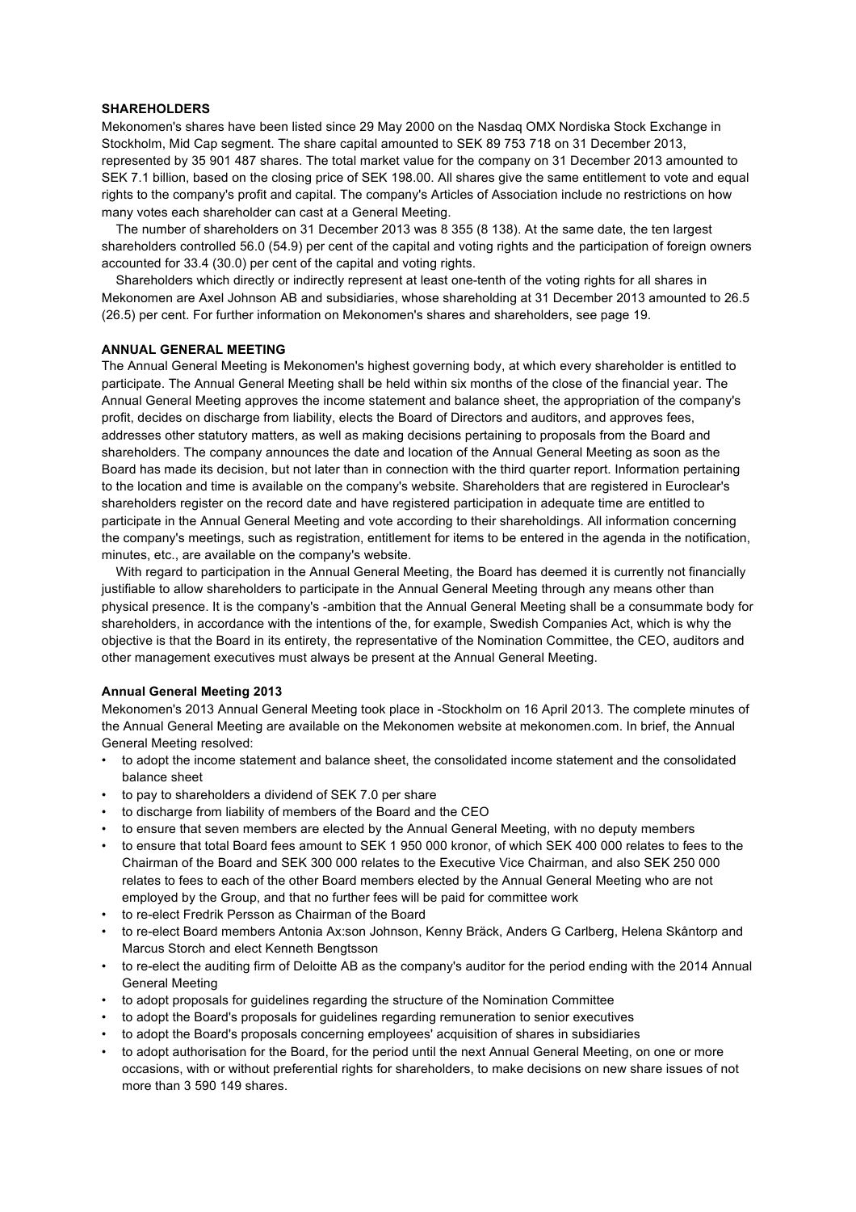## SHAREHOLDERS

Mekonomen's shares have been listed since 29 May 2000 on the Nasdaq OMX Nordiska Stock Exchange in Stockholm, Mid Cap segment. The share capital amounted to SEK 89 753 718 on 31 December 2013, represented by 35 901 487 shares. The total market value for the company on 31 December 2013 amounted to SEK 7.1 billion, based on the closing price of SEK 198.00. All shares give the same entitlement to vote and equal rights to the company's profit and capital. The company's Articles of Association include no restrictions on how many votes each shareholder can cast at a General Meeting.

The number of shareholders on 31 December 2013 was 8 355 (8 138). At the same date, the ten largest shareholders controlled 56.0 (54.9) per cent of the capital and voting rights and the participation of foreign owners accounted for 33.4 (30.0) per cent of the capital and voting rights.

Shareholders which directly or indirectly represent at least one-tenth of the voting rights for all shares in Mekonomen are Axel Johnson AB and subsidiaries, whose shareholding at 31 December 2013 amounted to 26.5 (26.5) per cent. For further information on Mekonomen's shares and shareholders, see page 19.

## ANNUAL GENERAL MEETING

The Annual General Meeting is Mekonomen's highest governing body, at which every shareholder is entitled to participate. The Annual General Meeting shall be held within six months of the close of the financial year. The Annual General Meeting approves the income statement and balance sheet, the appropriation of the company's profit, decides on discharge from liability, elects the Board of Directors and auditors, and approves fees, addresses other statutory matters, as well as making decisions pertaining to proposals from the Board and shareholders. The company announces the date and location of the Annual General Meeting as soon as the Board has made its decision, but not later than in connection with the third quarter report. Information pertaining to the location and time is available on the company's website. Shareholders that are registered in Euroclear's shareholders register on the record date and have registered participation in adequate time are entitled to participate in the Annual General Meeting and vote according to their shareholdings. All information concerning the company's meetings, such as registration, entitlement for items to be entered in the agenda in the notification, minutes, etc., are available on the company's website.

With regard to participation in the Annual General Meeting, the Board has deemed it is currently not financially justifiable to allow shareholders to participate in the Annual General Meeting through any means other than physical presence. It is the company's -ambition that the Annual General Meeting shall be a consummate body for shareholders, in accordance with the intentions of the, for example, Swedish Companies Act, which is why the objective is that the Board in its entirety, the representative of the Nomination Committee, the CEO, auditors and other management executives must always be present at the Annual General Meeting.

### Annual General Meeting 2013

Mekonomen's 2013 Annual General Meeting took place in -Stockholm on 16 April 2013. The complete minutes of the Annual General Meeting are available on the Mekonomen website at mekonomen.com. In brief, the Annual General Meeting resolved:

- to adopt the income statement and balance sheet, the consolidated income statement and the consolidated balance sheet
- to pay to shareholders a dividend of SEK 7.0 per share
- to discharge from liability of members of the Board and the CEO
- to ensure that seven members are elected by the Annual General Meeting, with no deputy members
- to ensure that total Board fees amount to SEK 1 950 000 kronor, of which SEK 400 000 relates to fees to the Chairman of the Board and SEK 300 000 relates to the Executive Vice Chairman, and also SEK 250 000 relates to fees to each of the other Board members elected by the Annual General Meeting who are not employed by the Group, and that no further fees will be paid for committee work
- to re-elect Fredrik Persson as Chairman of the Board
- to re-elect Board members Antonia Ax:son Johnson, Kenny Bräck, Anders G Carlberg, Helena Skåntorp and Marcus Storch and elect Kenneth Bengtsson
- to re-elect the auditing firm of Deloitte AB as the company's auditor for the period ending with the 2014 Annual General Meeting
- to adopt proposals for guidelines regarding the structure of the Nomination Committee
- to adopt the Board's proposals for guidelines regarding remuneration to senior executives
- to adopt the Board's proposals concerning employees' acquisition of shares in subsidiaries
- to adopt authorisation for the Board, for the period until the next Annual General Meeting, on one or more occasions, with or without preferential rights for shareholders, to make decisions on new share issues of not more than 3 590 149 shares.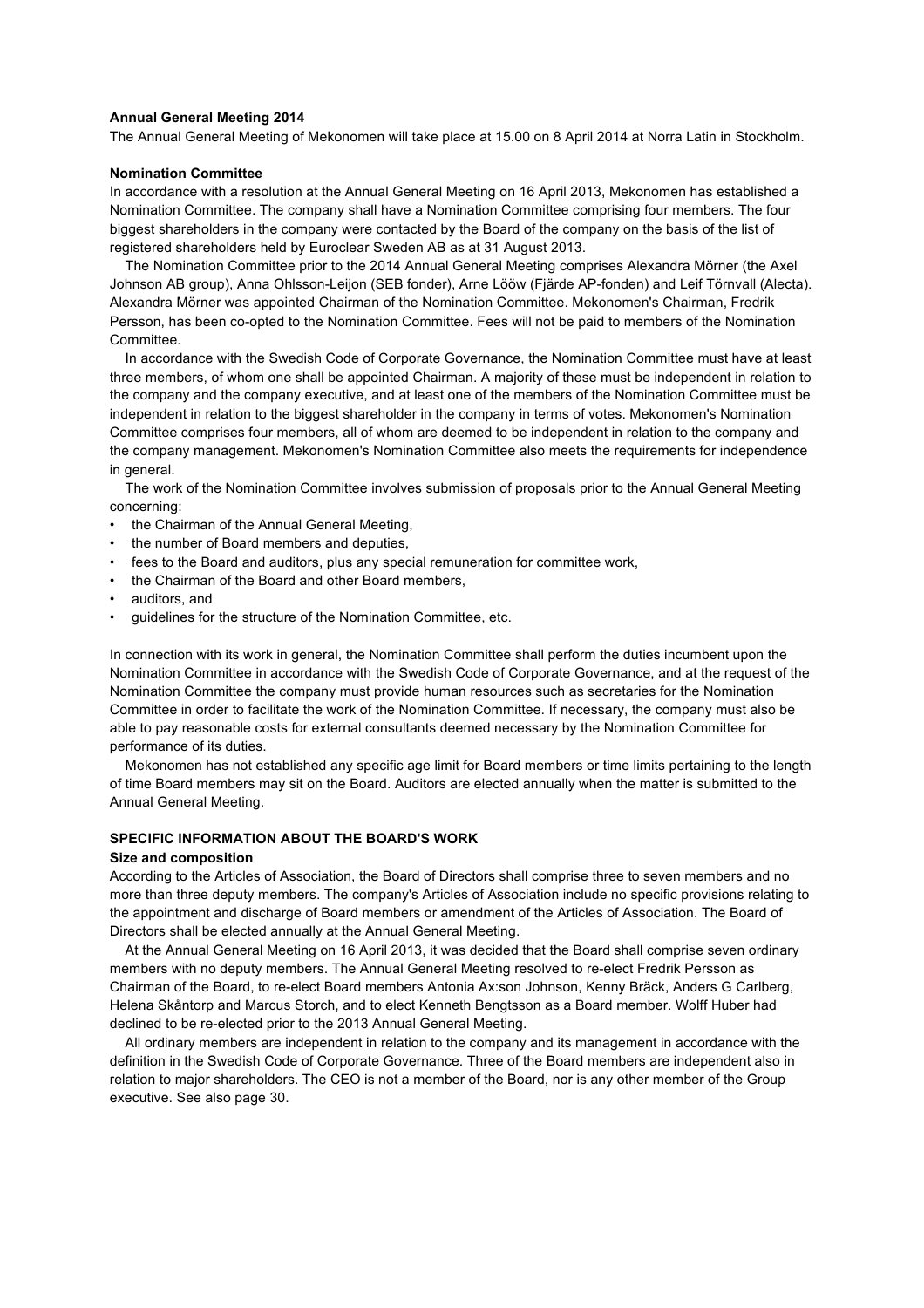**Annual General Meeting 2014**

The Annual General Meeting of Mekonomen will take place at 15.00 on 8 April 2014 at Norra Latin in Stockholm.

**Nomination Committee**

In accordance with a resolution at the Annual General Meeting on 16 April 2013, Mekonomen has established a Nomination Committee. The company shall have a Nomination Committee comprising four members. The four biggest shareholders in the company were contacted by the Board of the company on the basis of the list of registered shareholders held by Euroclear Sweden AB as at 31 August 2013.

The Nomination Committee prior to the 2014 Annual General Meeting comprises Alexandra Mörner (the Axel Johnson AB group), Anna Ohlsson-Leijon (SEB fonder), Arne Lööw (Fjärde AP-fonden) and Leif Törnvall (Alecta). Alexandra Mörner was appointed Chairman of the Nomination Committee. Mekonomen's Chairman, Fredrik Persson, has been co-opted to the Nomination Committee. Fees will not be paid to members of the Nomination Committee.

In accordance with the Swedish Code of Corporate Governance, the Nomination Committee must have at least three members, of whom one shall be appointed Chairman. A majority of these must be independent in relation to the company and the company executive, and at least one of the members of the Nomination Committee must be independent in relation to the biggest shareholder in the company in terms of votes. Mekonomen's Nomination Committee comprises four members, all of whom are deemed to be independent in relation to the company and the company management. Mekonomen's Nomination Committee also meets the requirements for independence in general.

The work of the Nomination Committee involves submission of proposals prior to the Annual General Meeting concerning:

- the Chairman of the Annual General Meeting,
- the number of Board members and deputies,
- fees to the Board and auditors, plus any special remuneration for committee work,
- the Chairman of the Board and other Board members,
- auditors, and
- guidelines for the structure of the Nomination Committee, etc.

In connection with its work in general, the Nomination Committee shall perform the duties incumbent upon the Nomination Committee in accordance with the Swedish Code of Corporate Governance, and at the request of the Nomination Committee the company must provide human resources such as secretaries for the Nomination Committee in order to facilitate the work of the Nomination Committee. If necessary, the company must also be able to pay reasonable costs for external consultants deemed necessary by the Nomination Committee for performance of its duties.

Mekonomen has not established any specific age limit for Board members or time limits pertaining to the length of time Board members may sit on the Board. Auditors are elected annually when the matter is submitted to the Annual General Meeting.

**SPECIFIC INFORMATION ABOUT THE BOARD'S WORK**

**Size and composition**

According to the Articles of Association, the Board of Directors shall comprise three to seven members and no more than three deputy members. The company's Articles of Association include no specific provisions relating to the appointment and discharge of Board members or amendment of the Articles of Association. The Board of Directors shall be elected annually at the Annual General Meeting.

At the Annual General Meeting on 16 April 2013, it was decided that the Board shall comprise seven ordinary members with no deputy members. The Annual General Meeting resolved to re-elect Fredrik Persson as Chairman of the Board, to re-elect Board members Antonia Ax:son Johnson, Kenny Bräck, Anders G Carlberg, Helena Skåntorp and Marcus Storch, and to elect Kenneth Bengtsson as a Board member. Wolff Huber had declined to be re-elected prior to the 2013 Annual General Meeting.

All ordinary members are independent in relation to the company and its management in accordance with the definition in the Swedish Code of Corporate Governance. Three of the Board members are independent also in relation to major shareholders. The CEO is not a member of the Board, nor is any other member of the Group executive. See also page 30.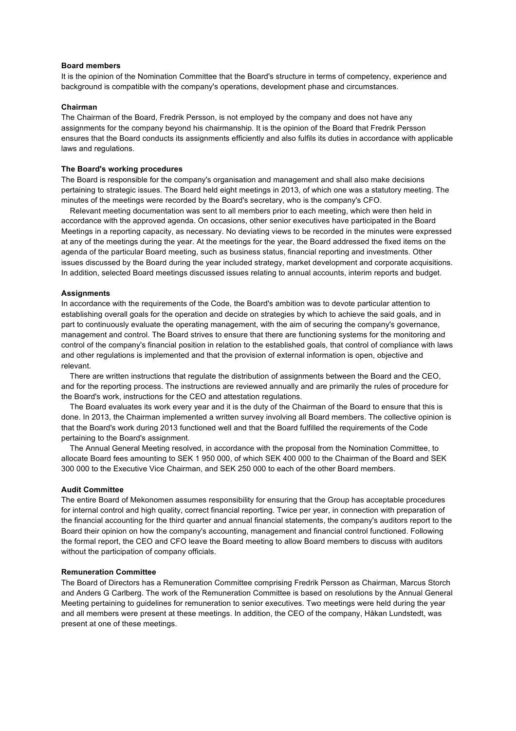**Board members**

It is the opinion of the Nomination Committee that the Board's structure in terms of competency, experience and background is compatible with the company's operations, development phase and circumstances.

**Chairman**

The Chairman of the Board, Fredrik Persson, is not employed by the company and does not have any assignments for the company beyond his chairmanship. It is the opinion of the Board that Fredrik Persson ensures that the Board conducts its assignments efficiently and also fulfils its duties in accordance with applicable laws and regulations.

**The Board's working procedures**

The Board is responsible for the company's organisation and management and shall also make decisions pertaining to strategic issues. The Board held eight meetings in 2013, of which one was a statutory meeting. The minutes of the meetings were recorded by the Board's secretary, who is the company's CFO.

Relevant meeting documentation was sent to all members prior to each meeting, which were then held in accordance with the approved agenda. On occasions, other senior executives have participated in the Board Meetings in a reporting capacity, as necessary. No deviating views to be recorded in the minutes were expressed at any of the meetings during the year. At the meetings for the year, the Board addressed the fixed items on the agenda of the particular Board meeting, such as business status, financial reporting and investments. Other issues discussed by the Board during the year included strategy, market development and corporate acquisitions. In addition, selected Board meetings discussed issues relating to annual accounts, interim reports and budget.

**Assignments**

In accordance with the requirements of the Code, the Board's ambition was to devote particular attention to establishing overall goals for the operation and decide on strategies by which to achieve the said goals, and in part to continuously evaluate the operating management, with the aim of securing the company's governance, management and control. The Board strives to ensure that there are functioning systems for the monitoring and control of the company's financial position in relation to the established goals, that control of compliance with laws and other regulations is implemented and that the provision of external information is open, objective and relevant.

There are written instructions that regulate the distribution of assignments between the Board and the CEO, and for the reporting process. The instructions are reviewed annually and are primarily the rules of procedure for the Board's work, instructions for the CEO and attestation regulations.

The Board evaluates its work every year and it is the duty of the Chairman of the Board to ensure that this is done. In 2013, the Chairman implemented a written survey involving all Board members. The collective opinion is that the Board's work during 2013 functioned well and that the Board fulfilled the requirements of the Code pertaining to the Board's assignment.

The Annual General Meeting resolved, in accordance with the proposal from the Nomination Committee, to allocate Board fees amounting to SEK 1 950 000, of which SEK 400 000 to the Chairman of the Board and SEK 300 000 to the Executive Vice Chairman, and SEK 250 000 to each of the other Board members.

**Audit Committee**

The entire Board of Mekonomen assumes responsibility for ensuring that the Group has acceptable procedures for internal control and high quality, correct financial reporting. Twice per year, in connection with preparation of the financial accounting for the third quarter and annual financial statements, the company's auditors report to the Board their opinion on how the company's accounting, management and financial control functioned. Following the formal report, the CEO and CFO leave the Board meeting to allow Board members to discuss with auditors without the participation of company officials.

**Remuneration Committee**

The Board of Directors has a Remuneration Committee comprising Fredrik Persson as Chairman, Marcus Storch and Anders G Carlberg. The work of the Remuneration Committee is based on resolutions by the Annual General Meeting pertaining to guidelines for remuneration to senior executives. Two meetings were held during the year and all members were present at these meetings. In addition, the CEO of the company, Håkan Lundstedt, was present at one of these meetings.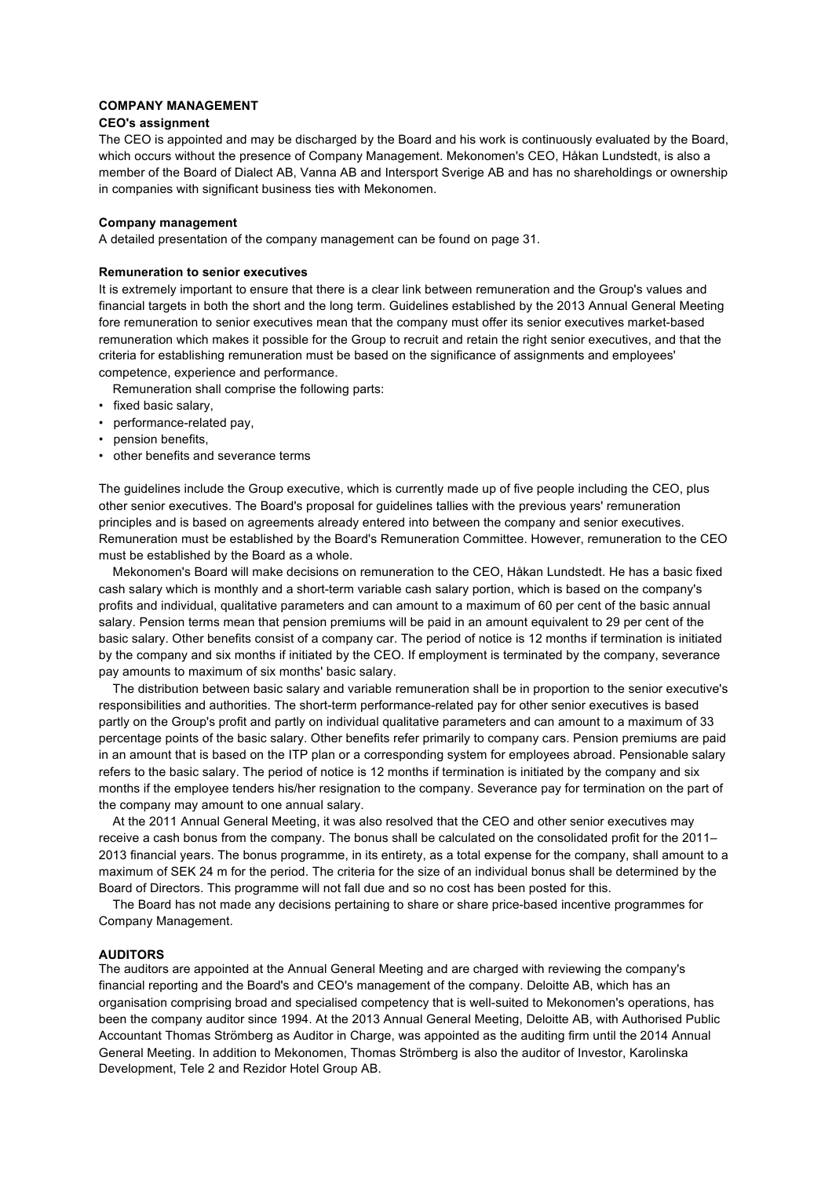## COMPANY MANAGEMENT

### CEO's assignment

The CEO is appointed and may be discharged by the Board and his work is continuously evaluated by the Board, which occurs without the presence of Company Management. Mekonomen's CEO, Håkan Lundstedt, is also a member of the Board of Dialect AB, Vanna AB and Intersport Sverige AB and has no shareholdings or ownership in companies with significant business ties with Mekonomen.

### Company management

A detailed presentation of the company management can be found on page 31.

### Remuneration to senior executives

It is extremely important to ensure that there is a clear link between remuneration and the Group's values and financial targets in both the short and the long term. Guidelines established by the 2013 Annual General Meeting fore remuneration to senior executives mean that the company must offer its senior executives market-based remuneration which makes it possible for the Group to recruit and retain the right senior executives, and that the criteria for establishing remuneration must be based on the significance of assignments and employees' competence, experience and performance.

Remuneration shall comprise the following parts:

- fixed basic salary,
- performance-related pay,
- pension benefits,
- other benefits and severance terms

The guidelines include the Group executive, which is currently made up of five people including the CEO, plus other senior executives. The Board's proposal for guidelines tallies with the previous years' remuneration principles and is based on agreements already entered into between the company and senior executives. Remuneration must be established by the Board's Remuneration Committee. However, remuneration to the CEO must be established by the Board as a whole.

Mekonomen's Board will make decisions on remuneration to the CEO, Håkan Lundstedt. He has a basic fixed cash salary which is monthly and a short-term variable cash salary portion, which is based on the company's profits and individual, qualitative parameters and can amount to a maximum of 60 per cent of the basic annual salary. Pension terms mean that pension premiums will be paid in an amount equivalent to 29 per cent of the basic salary. Other benefits consist of a company car. The period of notice is 12 months if termination is initiated by the company and six months if initiated by the CEO. If employment is terminated by the company, severance pay amounts to maximum of six months' basic salary.

The distribution between basic salary and variable remuneration shall be in proportion to the senior executive's responsibilities and authorities. The short-term performance-related pay for other senior executives is based partly on the Group's profit and partly on individual qualitative parameters and can amount to a maximum of 33 percentage points of the basic salary. Other benefits refer primarily to company cars. Pension premiums are paid in an amount that is based on the ITP plan or a corresponding system for employees abroad. Pensionable salary refers to the basic salary. The period of notice is 12 months if termination is initiated by the company and six months if the employee tenders his/her resignation to the company. Severance pay for termination on the part of the company may amount to one annual salary.

At the 2011 Annual General Meeting, it was also resolved that the CEO and other senior executives may receive a cash bonus from the company. The bonus shall be calculated on the consolidated profit for the 2011–2013 financial years. The bonus programme, in its entirety, as a total expense for the company, shall amount to a maximum of SEK 24 m for the period. The criteria for the size of an individual bonus shall be determined by the Board of Directors. This programme will not fall due and so no cost has been posted for this.

The Board has not made any decisions pertaining to share or share price-based incentive programmes for Company Management.

## AUDITORS

The auditors are appointed at the Annual General Meeting and are charged with reviewing the company's financial reporting and the Board's and CEO's management of the company. Deloitte AB, which has an organisation comprising broad and specialised competency that is well-suited to Mekonomen's operations, has been the company auditor since 1994. At the 2013 Annual General Meeting, Deloitte AB, with Authorised Public Accountant Thomas Strömberg as Auditor in Charge, was appointed as the auditing firm until the 2014 Annual General Meeting. In addition to Mekonomen, Thomas Strömberg is also the auditor of Investor, Karolinska Development, Tele 2 and Rezidor Hotel Group AB.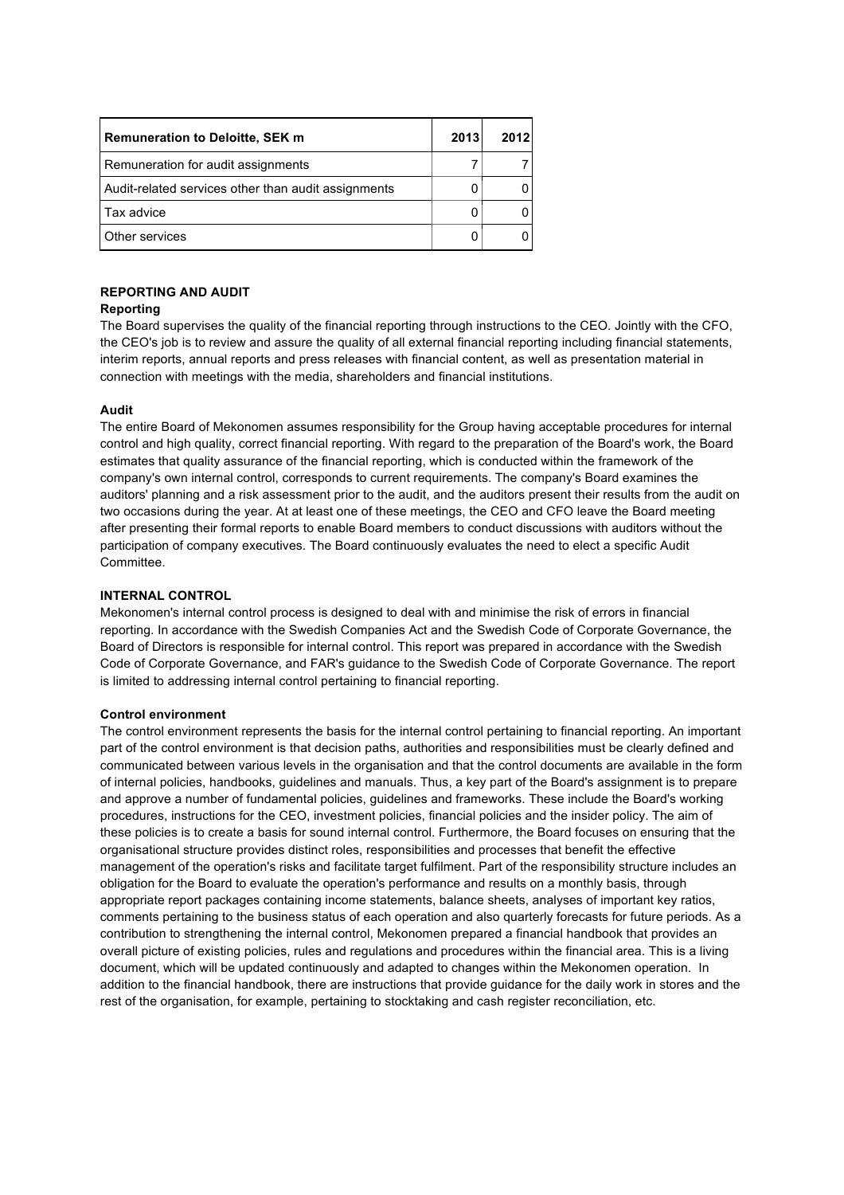| Remuneration to Deloitte, SEK m | 2013 | 2012 |
| --- | --- | --- |
| Remuneration for audit assignments | 7 | 7 |
| Audit-related services other than audit assignments | 0 | 0 |
| Tax advice | 0 | 0 |
| Other services | 0 | 0 |

## REPORTING AND AUDIT

### Reporting

The Board supervises the quality of the financial reporting through instructions to the CEO. Jointly with the CFO, the CEO's job is to review and assure the quality of all external financial reporting including financial statements, interim reports, annual reports and press releases with financial content, as well as presentation material in connection with meetings with the media, shareholders and financial institutions.

### Audit

The entire Board of Mekonomen assumes responsibility for the Group having acceptable procedures for internal control and high quality, correct financial reporting. With regard to the preparation of the Board's work, the Board estimates that quality assurance of the financial reporting, which is conducted within the framework of the company's own internal control, corresponds to current requirements. The company's Board examines the auditors' planning and a risk assessment prior to the audit, and the auditors present their results from the audit on two occasions during the year. At at least one of these meetings, the CEO and CFO leave the Board meeting after presenting their formal reports to enable Board members to conduct discussions with auditors without the participation of company executives. The Board continuously evaluates the need to elect a specific Audit Committee.

## INTERNAL CONTROL

Mekonomen's internal control process is designed to deal with and minimise the risk of errors in financial reporting. In accordance with the Swedish Companies Act and the Swedish Code of Corporate Governance, the Board of Directors is responsible for internal control. This report was prepared in accordance with the Swedish Code of Corporate Governance, and FAR's guidance to the Swedish Code of Corporate Governance. The report is limited to addressing internal control pertaining to financial reporting.

### Control environment

The control environment represents the basis for the internal control pertaining to financial reporting. An important part of the control environment is that decision paths, authorities and responsibilities must be clearly defined and communicated between various levels in the organisation and that the control documents are available in the form of internal policies, handbooks, guidelines and manuals. Thus, a key part of the Board's assignment is to prepare and approve a number of fundamental policies, guidelines and frameworks. These include the Board's working procedures, instructions for the CEO, investment policies, financial policies and the insider policy. The aim of these policies is to create a basis for sound internal control. Furthermore, the Board focuses on ensuring that the organisational structure provides distinct roles, responsibilities and processes that benefit the effective management of the operation's risks and facilitate target fulfilment. Part of the responsibility structure includes an obligation for the Board to evaluate the operation's performance and results on a monthly basis, through appropriate report packages containing income statements, balance sheets, analyses of important key ratios, comments pertaining to the business status of each operation and also quarterly forecasts for future periods. As a contribution to strengthening the internal control, Mekonomen prepared a financial handbook that provides an overall picture of existing policies, rules and regulations and procedures within the financial area. This is a living document, which will be updated continuously and adapted to changes within the Mekonomen operation. In addition to the financial handbook, there are instructions that provide guidance for the daily work in stores and the rest of the organisation, for example, pertaining to stocktaking and cash register reconciliation, etc.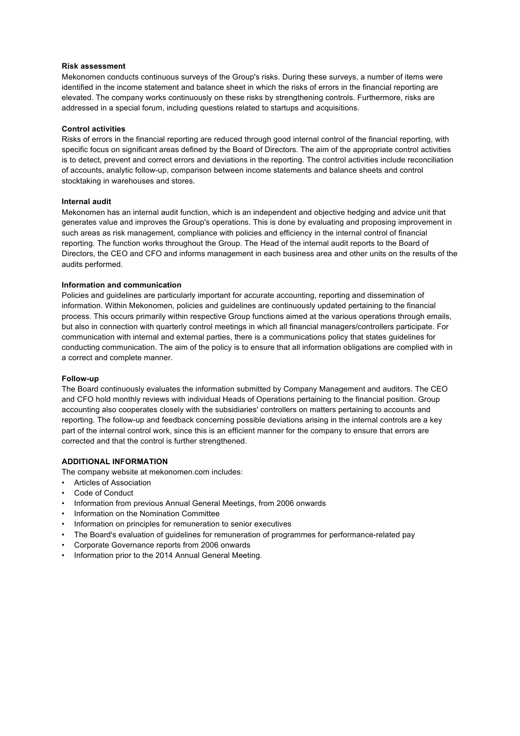**Risk assessment**

Mekonomen conducts continuous surveys of the Group's risks. During these surveys, a number of items were identified in the income statement and balance sheet in which the risks of errors in the financial reporting are elevated. The company works continuously on these risks by strengthening controls. Furthermore, risks are addressed in a special forum, including questions related to startups and acquisitions.

**Control activities**

Risks of errors in the financial reporting are reduced through good internal control of the financial reporting, with specific focus on significant areas defined by the Board of Directors. The aim of the appropriate control activities is to detect, prevent and correct errors and deviations in the reporting. The control activities include reconciliation of accounts, analytic follow-up, comparison between income statements and balance sheets and control stocktaking in warehouses and stores.

**Internal audit**

Mekonomen has an internal audit function, which is an independent and objective hedging and advice unit that generates value and improves the Group's operations. This is done by evaluating and proposing improvement in such areas as risk management, compliance with policies and efficiency in the internal control of financial reporting. The function works throughout the Group. The Head of the internal audit reports to the Board of Directors, the CEO and CFO and informs management in each business area and other units on the results of the audits performed.

**Information and communication**

Policies and guidelines are particularly important for accurate accounting, reporting and dissemination of information. Within Mekonomen, policies and guidelines are continuously updated pertaining to the financial process. This occurs primarily within respective Group functions aimed at the various operations through emails, but also in connection with quarterly control meetings in which all financial managers/controllers participate. For communication with internal and external parties, there is a communications policy that states guidelines for conducting communication. The aim of the policy is to ensure that all information obligations are complied with in a correct and complete manner.

**Follow-up**

The Board continuously evaluates the information submitted by Company Management and auditors. The CEO and CFO hold monthly reviews with individual Heads of Operations pertaining to the financial position. Group accounting also cooperates closely with the subsidiaries' controllers on matters pertaining to accounts and reporting. The follow-up and feedback concerning possible deviations arising in the internal controls are a key part of the internal control work, since this is an efficient manner for the company to ensure that errors are corrected and that the control is further strengthened.

**ADDITIONAL INFORMATION**

The company website at mekonomen.com includes:

- Articles of Association
- Code of Conduct
- Information from previous Annual General Meetings, from 2006 onwards
- Information on the Nomination Committee
- Information on principles for remuneration to senior executives
- The Board's evaluation of guidelines for remuneration of programmes for performance-related pay
- Corporate Governance reports from 2006 onwards
- Information prior to the 2014 Annual General Meeting.